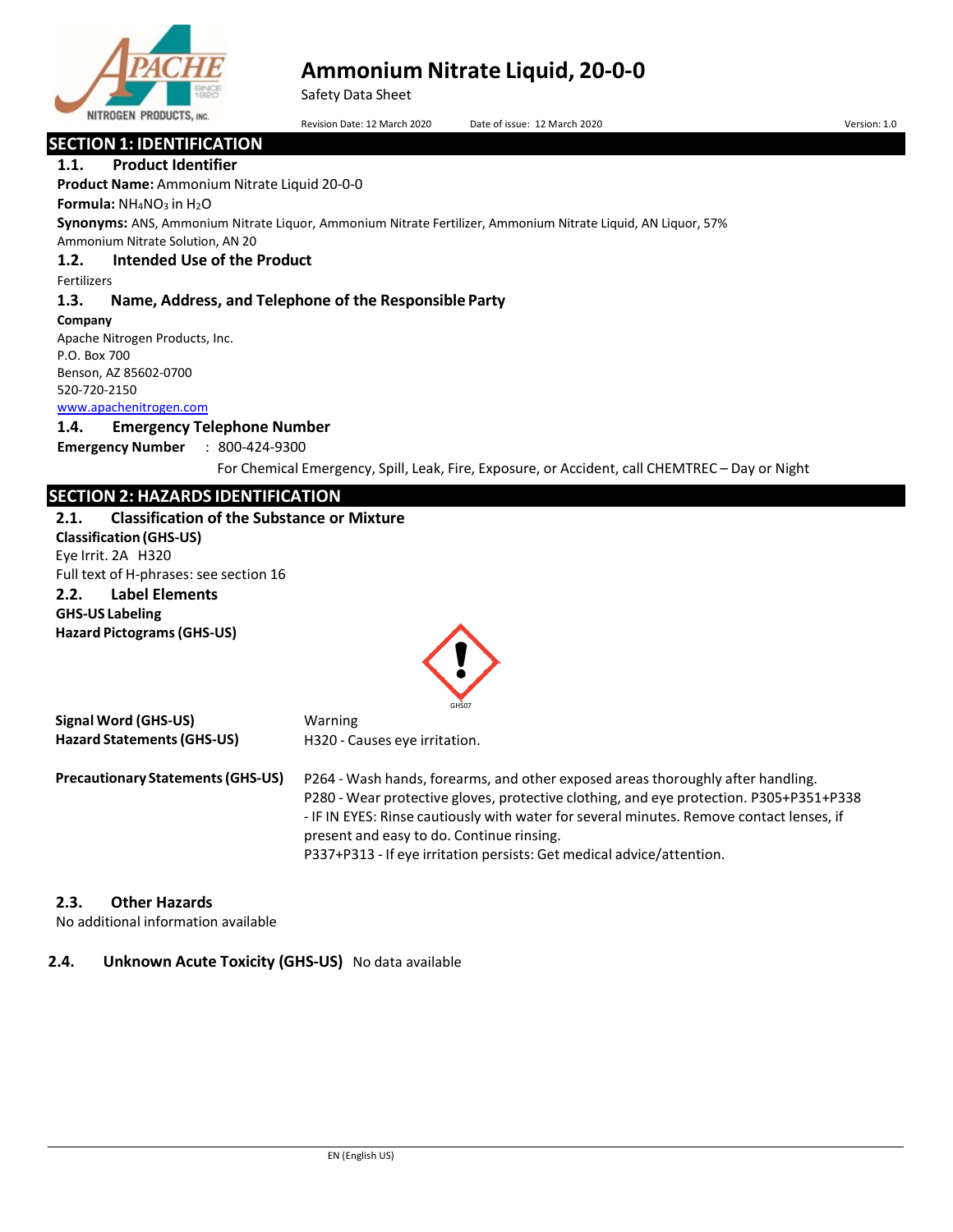# Ammonium Nitrate Liquid, 20-0-0

Safety Data Sheet

Revision Date: 12 March 2020 Date of issue: 12 March 2020 Version: 1.0

## SECTION 1: IDENTIFICATION

### 1.1. Product Identifier

**Product Name:** Ammonium Nitrate Liquid 20-0-0

**Formula:** $NH_4NO_3$ in $H_2O$

**Synonyms:** ANS, Ammonium Nitrate Liquor, Ammonium Nitrate Fertilizer, Ammonium Nitrate Liquid, AN Liquor, 57% Ammonium Nitrate Solution, AN 20

### 1.2. Intended Use of the Product

Fertilizers

### 1.3. Name, Address, and Telephone of the Responsible Party

**Company**

Apache Nitrogen Products, Inc.
P.O. Box 700
Benson, AZ 85602-0700
520-720-2150
www.apachenitrogen.com

### 1.4. Emergency Telephone Number

**Emergency Number** : 800-424-9300

For Chemical Emergency, Spill, Leak, Fire, Exposure, or Accident, call CHEMTREC – Day or Night

## SECTION 2: HAZARDS IDENTIFICATION

### 2.1. Classification of the Substance or Mixture

**Classification (GHS-US)**

Eye Irrit. 2A H320

Full text of H-phrases: see section 16

### 2.2. Label Elements

**GHS-US Labeling**

**Hazard Pictograms (GHS-US)**

GHS07

**Signal Word (GHS-US)** Warning

**Hazard Statements (GHS-US)** H320 - Causes eye irritation.

**Precautionary Statements (GHS-US)**

P264 - Wash hands, forearms, and other exposed areas thoroughly after handling.
P280 - Wear protective gloves, protective clothing, and eye protection. P305+P351+P338 - IF IN EYES: Rinse cautiously with water for several minutes. Remove contact lenses, if present and easy to do. Continue rinsing.
P337+P313 - If eye irritation persists: Get medical advice/attention.

### 2.3. Other Hazards

No additional information available

### 2.4. Unknown Acute Toxicity (GHS-US)

No data available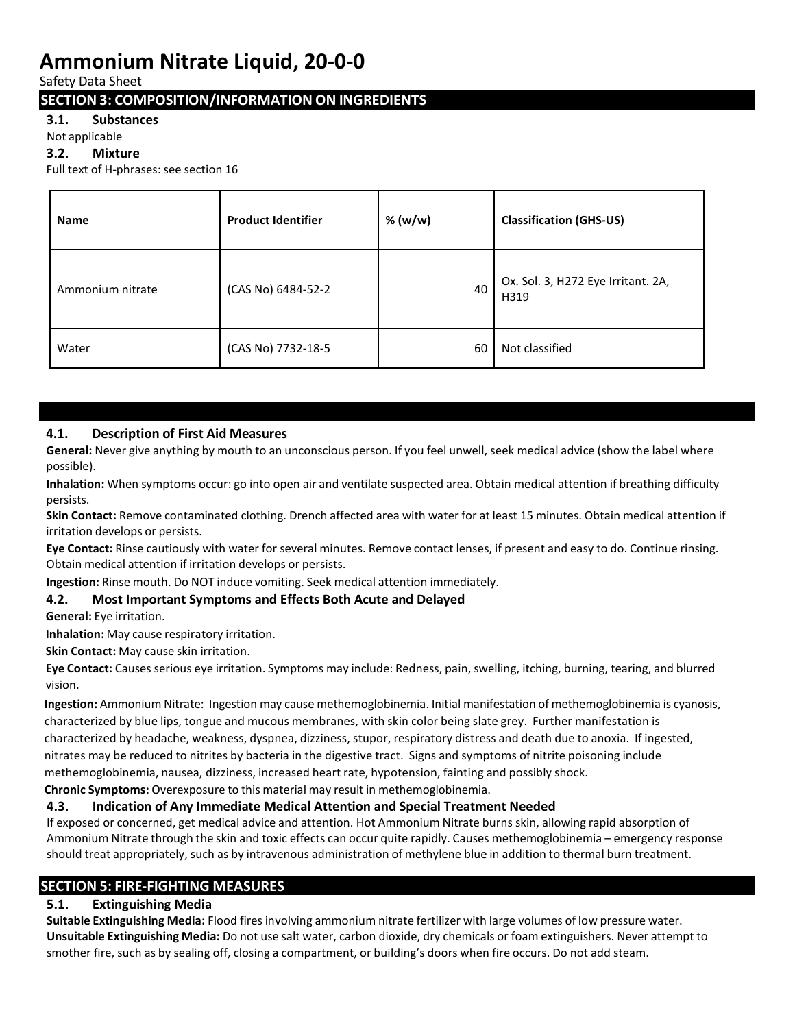# Ammonium Nitrate Liquid, 20-0-0

Safety Data Sheet

## SECTION 3: COMPOSITION/INFORMATION ON INGREDIENTS

### 3.1. Substances

Not applicable

### 3.2. Mixture

Full text of H-phrases: see section 16

| Name | Product Identifier | % (w/w) | Classification (GHS-US) |
|---|---|---|---|
| Ammonium nitrate | (CAS No) 6484-52-2 | 40 | Ox. Sol. 3, H272 Eye Irritant. 2A, H319 |
| Water | (CAS No) 7732-18-5 | 60 | Not classified |

### 4.1. Description of First Aid Measures

**General:** Never give anything by mouth to an unconscious person. If you feel unwell, seek medical advice (show the label where possible).

**Inhalation:** When symptoms occur: go into open air and ventilate suspected area. Obtain medical attention if breathing difficulty persists.

**Skin Contact:** Remove contaminated clothing. Drench affected area with water for at least 15 minutes. Obtain medical attention if irritation develops or persists.

**Eye Contact:** Rinse cautiously with water for several minutes. Remove contact lenses, if present and easy to do. Continue rinsing. Obtain medical attention if irritation develops or persists.

**Ingestion:** Rinse mouth. Do NOT induce vomiting. Seek medical attention immediately.

### 4.2. Most Important Symptoms and Effects Both Acute and Delayed

**General:** Eye irritation.

**Inhalation:** May cause respiratory irritation.

**Skin Contact:** May cause skin irritation.

**Eye Contact:** Causes serious eye irritation. Symptoms may include: Redness, pain, swelling, itching, burning, tearing, and blurred vision.

**Ingestion:** Ammonium Nitrate: Ingestion may cause methemoglobinemia. Initial manifestation of methemoglobinemia is cyanosis, characterized by blue lips, tongue and mucous membranes, with skin color being slate grey. Further manifestation is characterized by headache, weakness, dyspnea, dizziness, stupor, respiratory distress and death due to anoxia. If ingested, nitrates may be reduced to nitrites by bacteria in the digestive tract. Signs and symptoms of nitrite poisoning include methemoglobinemia, nausea, dizziness, increased heart rate, hypotension, fainting and possibly shock.

**Chronic Symptoms:** Overexposure to this material may result in methemoglobinemia.

### 4.3. Indication of Any Immediate Medical Attention and Special Treatment Needed

If exposed or concerned, get medical advice and attention. Hot Ammonium Nitrate burns skin, allowing rapid absorption of Ammonium Nitrate through the skin and toxic effects can occur quite rapidly. Causes methemoglobinemia – emergency response should treat appropriately, such as by intravenous administration of methylene blue in addition to thermal burn treatment.

## SECTION 5: FIRE-FIGHTING MEASURES

### 5.1. Extinguishing Media

**Suitable Extinguishing Media:** Flood fires involving ammonium nitrate fertilizer with large volumes of low pressure water.

**Unsuitable Extinguishing Media:** Do not use salt water, carbon dioxide, dry chemicals or foam extinguishers. Never attempt to smother fire, such as by sealing off, closing a compartment, or building's doors when fire occurs. Do not add steam.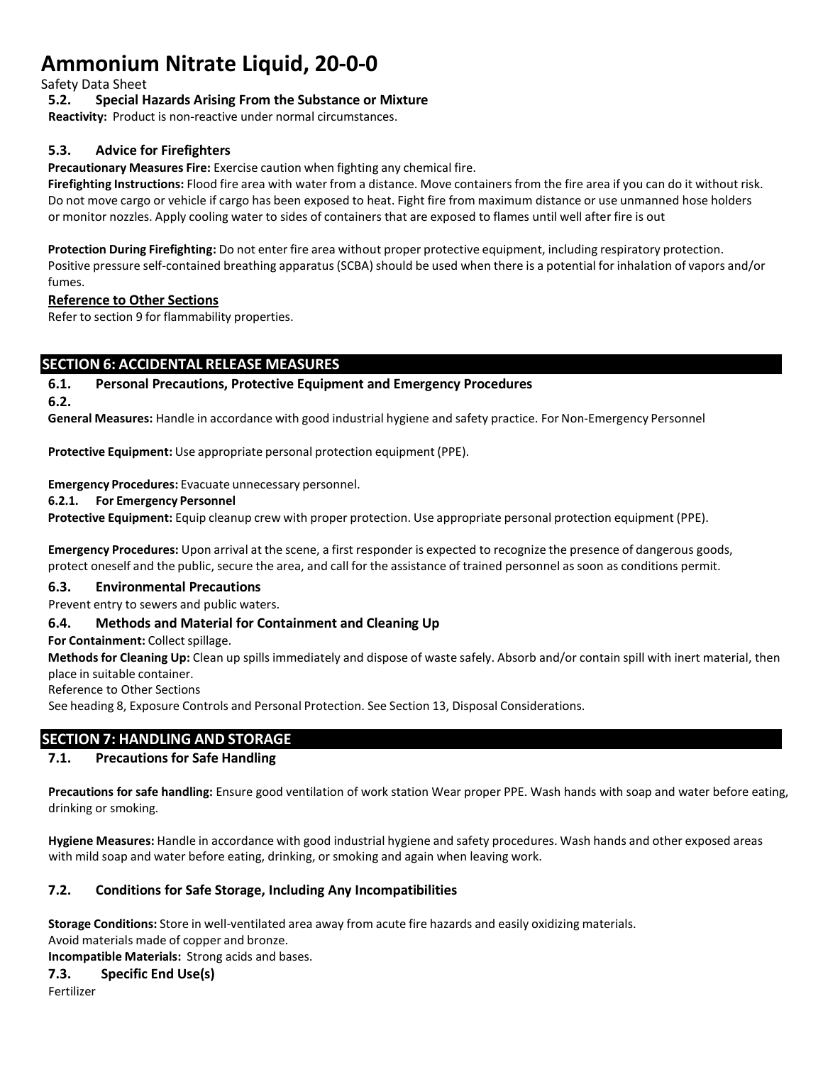### 5.2. Special Hazards Arising From the Substance or Mixture

**Reactivity:** Product is non-reactive under normal circumstances.

### 5.3. Advice for Firefighters

**Precautionary Measures Fire:** Exercise caution when fighting any chemical fire.

**Firefighting Instructions:** Flood fire area with water from a distance. Move containers from the fire area if you can do it without risk. Do not move cargo or vehicle if cargo has been exposed to heat. Fight fire from maximum distance or use unmanned hose holders or monitor nozzles. Apply cooling water to sides of containers that are exposed to flames until well after fire is out

**Protection During Firefighting:** Do not enter fire area without proper protective equipment, including respiratory protection. Positive pressure self-contained breathing apparatus (SCBA) should be used when there is a potential for inhalation of vapors and/or fumes.

**Reference to Other Sections**

Refer to section 9 for flammability properties.

## SECTION 6: ACCIDENTAL RELEASE MEASURES

### 6.1. Personal Precautions, Protective Equipment and Emergency Procedures

### 6.2.

**General Measures:** Handle in accordance with good industrial hygiene and safety practice. For Non-Emergency Personnel

**Protective Equipment:** Use appropriate personal protection equipment (PPE).

**Emergency Procedures:** Evacuate unnecessary personnel.

#### 6.2.1. For Emergency Personnel

**Protective Equipment:** Equip cleanup crew with proper protection. Use appropriate personal protection equipment (PPE).

**Emergency Procedures:** Upon arrival at the scene, a first responder is expected to recognize the presence of dangerous goods, protect oneself and the public, secure the area, and call for the assistance of trained personnel as soon as conditions permit.

### 6.3. Environmental Precautions

Prevent entry to sewers and public waters.

### 6.4. Methods and Material for Containment and Cleaning Up

**For Containment:** Collect spillage.

**Methods for Cleaning Up:** Clean up spills immediately and dispose of waste safely. Absorb and/or contain spill with inert material, then place in suitable container.

Reference to Other Sections

See heading 8, Exposure Controls and Personal Protection. See Section 13, Disposal Considerations.

## SECTION 7: HANDLING AND STORAGE

### 7.1. Precautions for Safe Handling

**Precautions for safe handling:** Ensure good ventilation of work station Wear proper PPE. Wash hands with soap and water before eating, drinking or smoking.

**Hygiene Measures:** Handle in accordance with good industrial hygiene and safety procedures. Wash hands and other exposed areas with mild soap and water before eating, drinking, or smoking and again when leaving work.

### 7.2. Conditions for Safe Storage, Including Any Incompatibilities

**Storage Conditions:** Store in well-ventilated area away from acute fire hazards and easily oxidizing materials.
Avoid materials made of copper and bronze.

**Incompatible Materials:** Strong acids and bases.

### 7.3. Specific End Use(s)

Fertilizer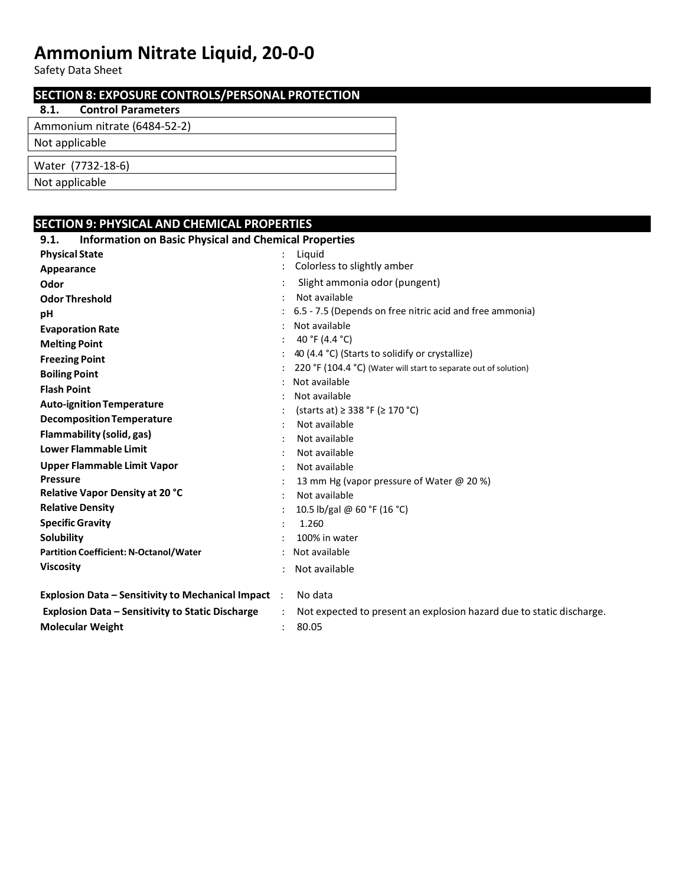## SECTION 8: EXPOSURE CONTROLS/PERSONAL PROTECTION

### 8.1. Control Parameters

| Ammonium nitrate (6484-52-2) |
|---|
| Not applicable |

| Water (7732-18-6) |
|---|
| Not applicable |

## SECTION 9: PHYSICAL AND CHEMICAL PROPERTIES

### 9.1. Information on Basic Physical and Chemical Properties

| Property | | Value |
|---|---|---|
| **Physical State** | : | Liquid |
| **Appearance** | : | Colorless to slightly amber |
| **Odor** | : | Slight ammonia odor (pungent) |
| **Odor Threshold** | : | Not available |
| **pH** | : | 6.5 - 7.5 (Depends on free nitric acid and free ammonia) |
| **Evaporation Rate** | : | Not available |
| **Melting Point** | : | 40 °F (4.4 °C) |
| **Freezing Point** | : | 40 (4.4 °C) (Starts to solidify or crystallize) |
| **Boiling Point** | : | 220 °F (104.4 °C) (Water will start to separate out of solution) |
| **Flash Point** | : | Not available |
| **Auto-ignition Temperature** | : | Not available |
| **Decomposition Temperature** | : | (starts at) ≥ 338 °F (≥ 170 °C) |
| **Flammability (solid, gas)** | : | Not available |
| **Lower Flammable Limit** | : | Not available |
| **Upper Flammable Limit** | : | Not available |
| | : | Not available |
| **Vapor Pressure** | : | 13 mm Hg (vapor pressure of Water @ 20 %) |
| **Relative Vapor Density at 20 °C** | : | Not available |
| **Relative Density** | : | 10.5 lb/gal @ 60 °F (16 °C) |
| **Specific Gravity** | : | 1.260 |
| **Solubility** | : | 100% in water |
| **Partition Coefficient: N-Octanol/Water** | : | Not available |
| **Viscosity** | : | Not available |
| **Explosion Data – Sensitivity to Mechanical Impact** | : | No data |
| **Explosion Data – Sensitivity to Static Discharge** | : | Not expected to present an explosion hazard due to static discharge. |
| **Molecular Weight** | : | 80.05 |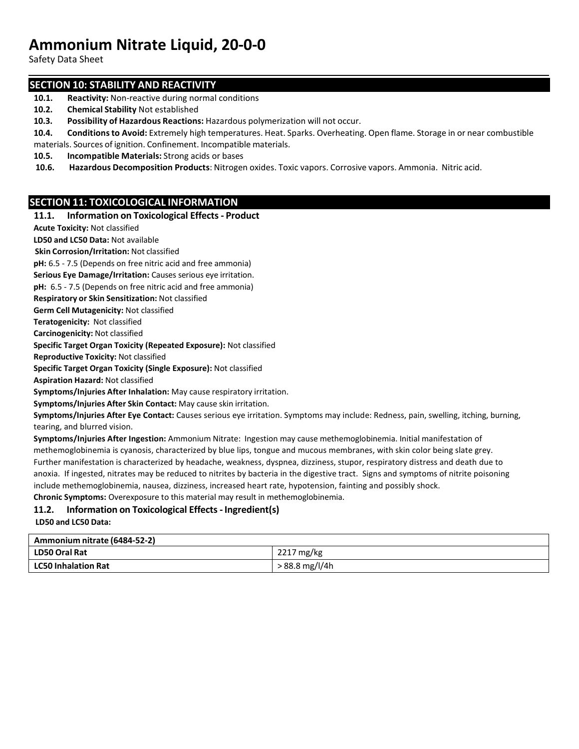## SECTION 10: STABILITY AND REACTIVITY

**10.1. Reactivity:** Non-reactive during normal conditions

**10.2. Chemical Stability** Not established

**10.3. Possibility of Hazardous Reactions:** Hazardous polymerization will not occur.

**10.4. Conditions to Avoid:** Extremely high temperatures. Heat. Sparks. Overheating. Open flame. Storage in or near combustible materials. Sources of ignition. Confinement. Incompatible materials.

**10.5. Incompatible Materials:** Strong acids or bases

**10.6. Hazardous Decomposition Products**: Nitrogen oxides. Toxic vapors. Corrosive vapors. Ammonia. Nitric acid.

## SECTION 11: TOXICOLOGICAL INFORMATION

### 11.1. Information on Toxicological Effects - Product

**Acute Toxicity:** Not classified

**LD50 and LC50 Data:** Not available

**Skin Corrosion/Irritation:** Not classified

**pH:** 6.5 - 7.5 (Depends on free nitric acid and free ammonia)

**Serious Eye Damage/Irritation:** Causes serious eye irritation.

**pH:** 6.5 - 7.5 (Depends on free nitric acid and free ammonia)

**Respiratory or Skin Sensitization:** Not classified

**Germ Cell Mutagenicity:** Not classified

**Teratogenicity:** Not classified

**Carcinogenicity:** Not classified

**Specific Target Organ Toxicity (Repeated Exposure):** Not classified

**Reproductive Toxicity:** Not classified

**Specific Target Organ Toxicity (Single Exposure):** Not classified

**Aspiration Hazard:** Not classified

**Symptoms/Injuries After Inhalation:** May cause respiratory irritation.

**Symptoms/Injuries After Skin Contact:** May cause skin irritation.

**Symptoms/Injuries After Eye Contact:** Causes serious eye irritation. Symptoms may include: Redness, pain, swelling, itching, burning, tearing, and blurred vision.

**Symptoms/Injuries After Ingestion:** Ammonium Nitrate: Ingestion may cause methemoglobinemia. Initial manifestation of methemoglobinemia is cyanosis, characterized by blue lips, tongue and mucous membranes, with skin color being slate grey. Further manifestation is characterized by headache, weakness, dyspnea, dizziness, stupor, respiratory distress and death due to anoxia. If ingested, nitrates may be reduced to nitrites by bacteria in the digestive tract. Signs and symptoms of nitrite poisoning include methemoglobinemia, nausea, dizziness, increased heart rate, hypotension, fainting and possibly shock.

**Chronic Symptoms:** Overexposure to this material may result in methemoglobinemia.

### 11.2. Information on Toxicological Effects - Ingredient(s)

**LD50 and LC50 Data:**

| Ammonium nitrate (6484-52-2) | |
|---|---|
| **LD50 Oral Rat** | 2217 mg/kg |
| **LC50 Inhalation Rat** | > 88.8 mg/l/4h |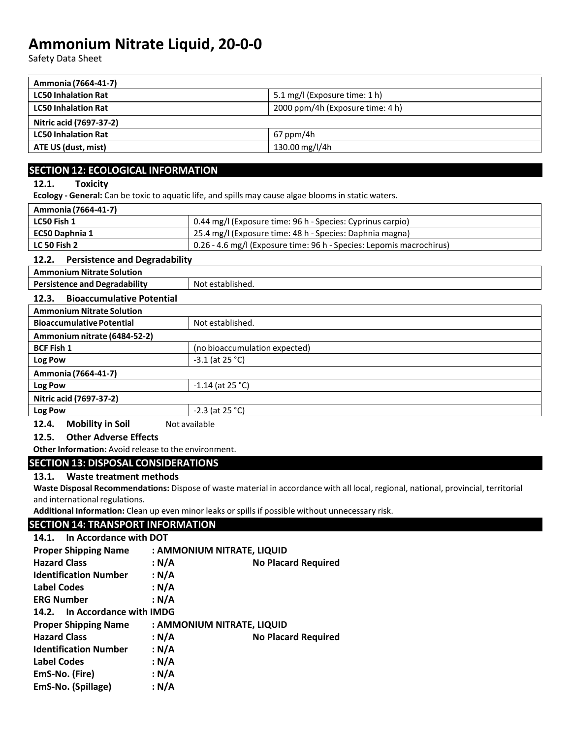| Ammonia (7664-41-7) | |
|---|---|
| LC50 Inhalation Rat | 5.1 mg/l (Exposure time: 1 h) |
| LC50 Inhalation Rat | 2000 ppm/4h (Exposure time: 4 h) |
| **Nitric acid (7697-37-2)** | |
| LC50 Inhalation Rat | 67 ppm/4h |
| ATE US (dust, mist) | 130.00 mg/l/4h |

## SECTION 12: ECOLOGICAL INFORMATION

### 12.1. Toxicity

**Ecology - General:** Can be toxic to aquatic life, and spills may cause algae blooms in static waters.

| Ammonia (7664-41-7) | |
|---|---|
| LC50 Fish 1 | 0.44 mg/l (Exposure time: 96 h - Species: Cyprinus carpio) |
| EC50 Daphnia 1 | 25.4 mg/l (Exposure time: 48 h - Species: Daphnia magna) |
| LC 50 Fish 2 | 0.26 - 4.6 mg/l (Exposure time: 96 h - Species: Lepomis macrochirus) |

### 12.2. Persistence and Degradability

| Ammonium Nitrate Solution | |
|---|---|
| Persistence and Degradability | Not established. |

### 12.3. Bioaccumulative Potential

| Ammonium Nitrate Solution | |
|---|---|
| Bioaccumulative Potential | Not established. |
| **Ammonium nitrate (6484-52-2)** | |
| BCF Fish 1 | (no bioaccumulation expected) |
| Log Pow | -3.1 (at 25 °C) |
| **Ammonia (7664-41-7)** | |
| Log Pow | -1.14 (at 25 °C) |
| **Nitric acid (7697-37-2)** | |
| Log Pow | -2.3 (at 25 °C) |

### 12.4. Mobility in Soil

Not available

### 12.5. Other Adverse Effects

**Other Information:** Avoid release to the environment.

## SECTION 13: DISPOSAL CONSIDERATIONS

### 13.1. Waste treatment methods

**Waste Disposal Recommendations:** Dispose of waste material in accordance with all local, regional, national, provincial, territorial and international regulations.

**Additional Information:** Clean up even minor leaks or spills if possible without unnecessary risk.

## SECTION 14: TRANSPORT INFORMATION

### 14.1. In Accordance with DOT

**Proper Shipping Name** : AMMONIUM NITRATE, LIQUID
**Hazard Class** : N/A **No Placard Required**
**Identification Number** : N/A
**Label Codes** : N/A
**ERG Number** : N/A

### 14.2. In Accordance with IMDG

**Proper Shipping Name** : AMMONIUM NITRATE, LIQUID
**Hazard Class** : N/A **No Placard Required**
**Identification Number** : N/A
**Label Codes** : N/A
**EmS-No. (Fire)** : N/A
**EmS-No. (Spillage)** : N/A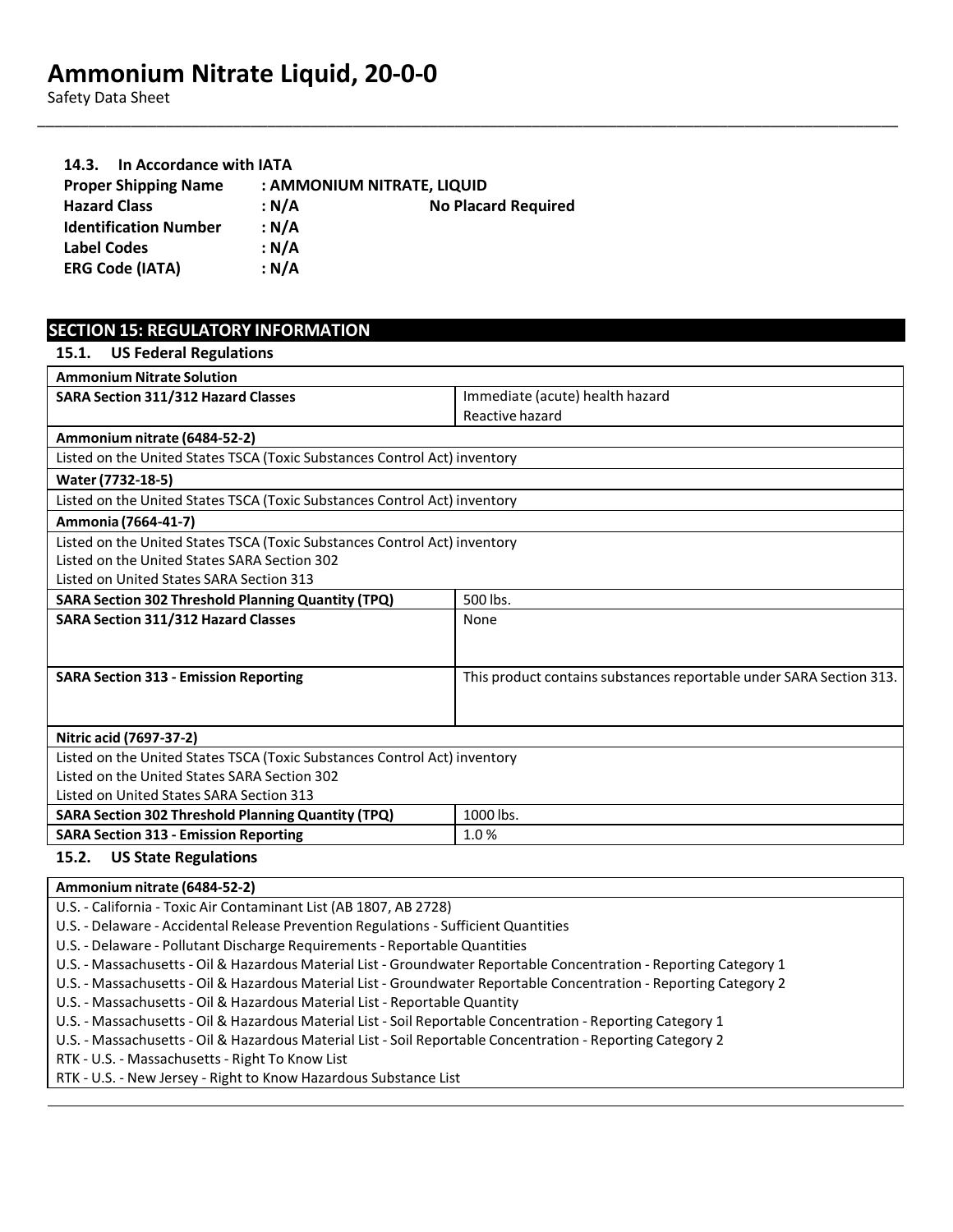### 14.3. In Accordance with IATA

**Proper Shipping Name** : **AMMONIUM NITRATE, LIQUID**
**Hazard Class** : **N/A** **No Placard Required**
**Identification Number** : **N/A**
**Label Codes** : **N/A**
**ERG Code (IATA)** : **N/A**

## SECTION 15: REGULATORY INFORMATION

### 15.1. US Federal Regulations

| **Ammonium Nitrate Solution** | |
|---|---|
| **SARA Section 311/312 Hazard Classes** | Immediate (acute) health hazard<br>Reactive hazard |
| **Ammonium nitrate (6484-52-2)** | |
| Listed on the United States TSCA (Toxic Substances Control Act) inventory | |
| **Water (7732-18-5)** | |
| Listed on the United States TSCA (Toxic Substances Control Act) inventory | |
| **Ammonia (7664-41-7)** | |
| Listed on the United States TSCA (Toxic Substances Control Act) inventory<br>Listed on the United States SARA Section 302<br>Listed on United States SARA Section 313 | |
| **SARA Section 302 Threshold Planning Quantity (TPQ)** | 500 lbs. |
| **SARA Section 311/312 Hazard Classes** | None |
| **SARA Section 313 - Emission Reporting** | This product contains substances reportable under SARA Section 313. |
| **Nitric acid (7697-37-2)** | |
| Listed on the United States TSCA (Toxic Substances Control Act) inventory<br>Listed on the United States SARA Section 302<br>Listed on United States SARA Section 313 | |
| **SARA Section 302 Threshold Planning Quantity (TPQ)** | 1000 lbs. |
| **SARA Section 313 - Emission Reporting** | 1.0 % |

### 15.2. US State Regulations

| **Ammonium nitrate (6484-52-2)** |
|---|
| U.S. - California - Toxic Air Contaminant List (AB 1807, AB 2728)<br>U.S. - Delaware - Accidental Release Prevention Regulations - Sufficient Quantities<br>U.S. - Delaware - Pollutant Discharge Requirements - Reportable Quantities<br>U.S. - Massachusetts - Oil & Hazardous Material List - Groundwater Reportable Concentration - Reporting Category 1<br>U.S. - Massachusetts - Oil & Hazardous Material List - Groundwater Reportable Concentration - Reporting Category 2<br>U.S. - Massachusetts - Oil & Hazardous Material List - Reportable Quantity<br>U.S. - Massachusetts - Oil & Hazardous Material List - Soil Reportable Concentration - Reporting Category 1<br>U.S. - Massachusetts - Oil & Hazardous Material List - Soil Reportable Concentration - Reporting Category 2<br>RTK - U.S. - Massachusetts - Right To Know List<br>RTK - U.S. - New Jersey - Right to Know Hazardous Substance List |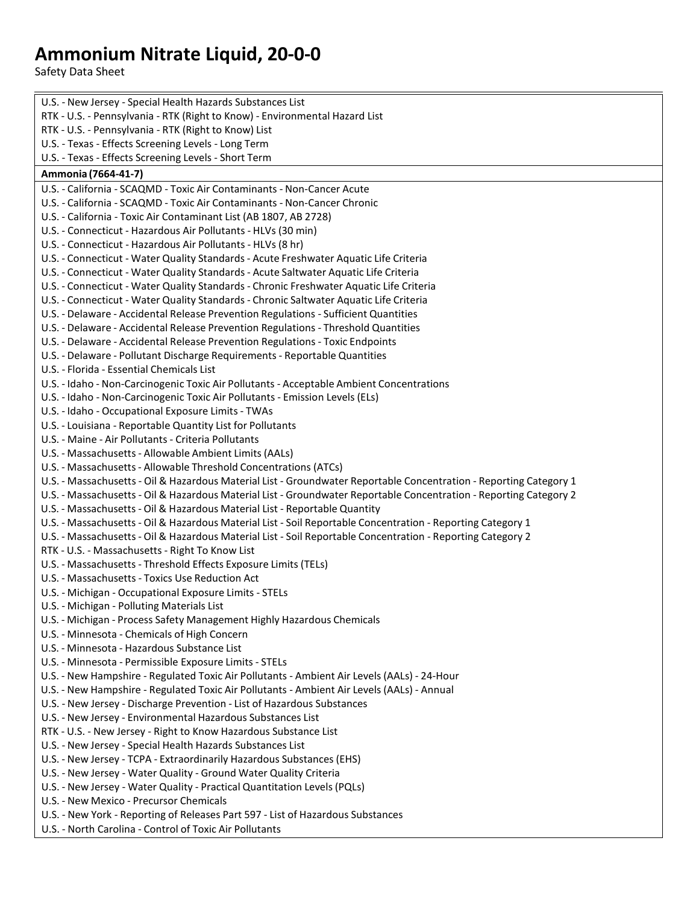U.S. - New Jersey - Special Health Hazards Substances List
RTK - U.S. - Pennsylvania - RTK (Right to Know) - Environmental Hazard List
RTK - U.S. - Pennsylvania - RTK (Right to Know) List
U.S. - Texas - Effects Screening Levels - Long Term
U.S. - Texas - Effects Screening Levels - Short Term

**Ammonia (7664-41-7)**

U.S. - California - SCAQMD - Toxic Air Contaminants - Non-Cancer Acute
U.S. - California - SCAQMD - Toxic Air Contaminants - Non-Cancer Chronic
U.S. - California - Toxic Air Contaminant List (AB 1807, AB 2728)
U.S. - Connecticut - Hazardous Air Pollutants - HLVs (30 min)
U.S. - Connecticut - Hazardous Air Pollutants - HLVs (8 hr)
U.S. - Connecticut - Water Quality Standards - Acute Freshwater Aquatic Life Criteria
U.S. - Connecticut - Water Quality Standards - Acute Saltwater Aquatic Life Criteria
U.S. - Connecticut - Water Quality Standards - Chronic Freshwater Aquatic Life Criteria
U.S. - Connecticut - Water Quality Standards - Chronic Saltwater Aquatic Life Criteria
U.S. - Delaware - Accidental Release Prevention Regulations - Sufficient Quantities
U.S. - Delaware - Accidental Release Prevention Regulations - Threshold Quantities
U.S. - Delaware - Accidental Release Prevention Regulations - Toxic Endpoints
U.S. - Delaware - Pollutant Discharge Requirements - Reportable Quantities
U.S. - Florida - Essential Chemicals List
U.S. - Idaho - Non-Carcinogenic Toxic Air Pollutants - Acceptable Ambient Concentrations
U.S. - Idaho - Non-Carcinogenic Toxic Air Pollutants - Emission Levels (ELs)
U.S. - Idaho - Occupational Exposure Limits - TWAs
U.S. - Louisiana - Reportable Quantity List for Pollutants
U.S. - Maine - Air Pollutants - Criteria Pollutants
U.S. - Massachusetts - Allowable Ambient Limits (AALs)
U.S. - Massachusetts - Allowable Threshold Concentrations (ATCs)
U.S. - Massachusetts - Oil & Hazardous Material List - Groundwater Reportable Concentration - Reporting Category 1
U.S. - Massachusetts - Oil & Hazardous Material List - Groundwater Reportable Concentration - Reporting Category 2
U.S. - Massachusetts - Oil & Hazardous Material List - Reportable Quantity
U.S. - Massachusetts - Oil & Hazardous Material List - Soil Reportable Concentration - Reporting Category 1
U.S. - Massachusetts - Oil & Hazardous Material List - Soil Reportable Concentration - Reporting Category 2
RTK - U.S. - Massachusetts - Right To Know List
U.S. - Massachusetts - Threshold Effects Exposure Limits (TELs)
U.S. - Massachusetts - Toxics Use Reduction Act
U.S. - Michigan - Occupational Exposure Limits - STELs
U.S. - Michigan - Polluting Materials List
U.S. - Michigan - Process Safety Management Highly Hazardous Chemicals
U.S. - Minnesota - Chemicals of High Concern
U.S. - Minnesota - Hazardous Substance List
U.S. - Minnesota - Permissible Exposure Limits - STELs
U.S. - New Hampshire - Regulated Toxic Air Pollutants - Ambient Air Levels (AALs) - 24-Hour
U.S. - New Hampshire - Regulated Toxic Air Pollutants - Ambient Air Levels (AALs) - Annual
U.S. - New Jersey - Discharge Prevention - List of Hazardous Substances
U.S. - New Jersey - Environmental Hazardous Substances List
RTK - U.S. - New Jersey - Right to Know Hazardous Substance List
U.S. - New Jersey - Special Health Hazards Substances List
U.S. - New Jersey - TCPA - Extraordinarily Hazardous Substances (EHS)
U.S. - New Jersey - Water Quality - Ground Water Quality Criteria
U.S. - New Jersey - Water Quality - Practical Quantitation Levels (PQLs)
U.S. - New Mexico - Precursor Chemicals
U.S. - New York - Reporting of Releases Part 597 - List of Hazardous Substances
U.S. - North Carolina - Control of Toxic Air Pollutants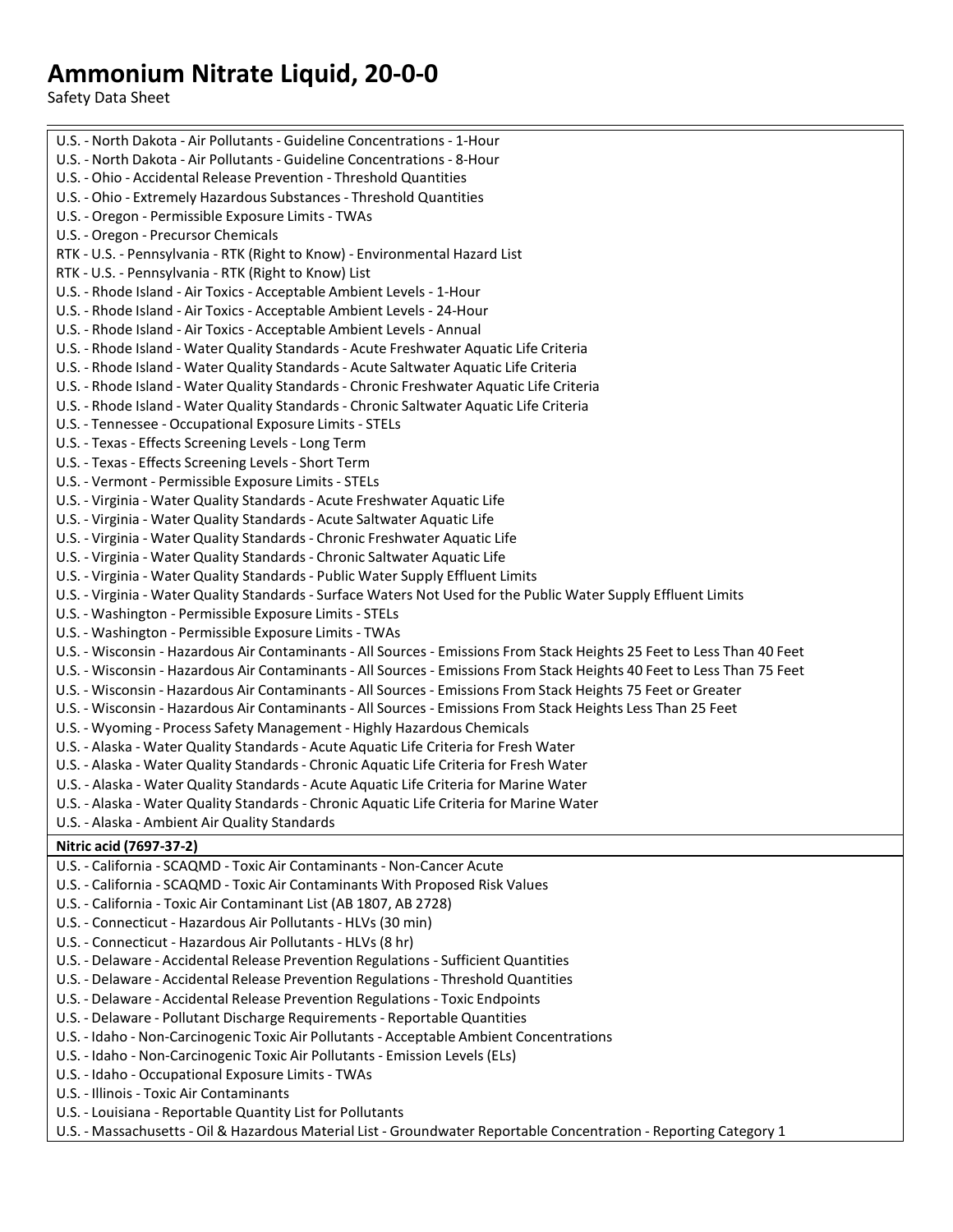U.S. - North Dakota - Air Pollutants - Guideline Concentrations - 1-Hour
U.S. - North Dakota - Air Pollutants - Guideline Concentrations - 8-Hour
U.S. - Ohio - Accidental Release Prevention - Threshold Quantities
U.S. - Ohio - Extremely Hazardous Substances - Threshold Quantities
U.S. - Oregon - Permissible Exposure Limits - TWAs
U.S. - Oregon - Precursor Chemicals
RTK - U.S. - Pennsylvania - RTK (Right to Know) - Environmental Hazard List
RTK - U.S. - Pennsylvania - RTK (Right to Know) List
U.S. - Rhode Island - Air Toxics - Acceptable Ambient Levels - 1-Hour
U.S. - Rhode Island - Air Toxics - Acceptable Ambient Levels - 24-Hour
U.S. - Rhode Island - Air Toxics - Acceptable Ambient Levels - Annual
U.S. - Rhode Island - Water Quality Standards - Acute Freshwater Aquatic Life Criteria
U.S. - Rhode Island - Water Quality Standards - Acute Saltwater Aquatic Life Criteria
U.S. - Rhode Island - Water Quality Standards - Chronic Freshwater Aquatic Life Criteria
U.S. - Rhode Island - Water Quality Standards - Chronic Saltwater Aquatic Life Criteria
U.S. - Tennessee - Occupational Exposure Limits - STELs
U.S. - Texas - Effects Screening Levels - Long Term
U.S. - Texas - Effects Screening Levels - Short Term
U.S. - Vermont - Permissible Exposure Limits - STELs
U.S. - Virginia - Water Quality Standards - Acute Freshwater Aquatic Life
U.S. - Virginia - Water Quality Standards - Acute Saltwater Aquatic Life
U.S. - Virginia - Water Quality Standards - Chronic Freshwater Aquatic Life
U.S. - Virginia - Water Quality Standards - Chronic Saltwater Aquatic Life
U.S. - Virginia - Water Quality Standards - Public Water Supply Effluent Limits
U.S. - Virginia - Water Quality Standards - Surface Waters Not Used for the Public Water Supply Effluent Limits
U.S. - Washington - Permissible Exposure Limits - STELs
U.S. - Washington - Permissible Exposure Limits - TWAs
U.S. - Wisconsin - Hazardous Air Contaminants - All Sources - Emissions From Stack Heights 25 Feet to Less Than 40 Feet
U.S. - Wisconsin - Hazardous Air Contaminants - All Sources - Emissions From Stack Heights 40 Feet to Less Than 75 Feet
U.S. - Wisconsin - Hazardous Air Contaminants - All Sources - Emissions From Stack Heights 75 Feet or Greater
U.S. - Wisconsin - Hazardous Air Contaminants - All Sources - Emissions From Stack Heights Less Than 25 Feet
U.S. - Wyoming - Process Safety Management - Highly Hazardous Chemicals
U.S. - Alaska - Water Quality Standards - Acute Aquatic Life Criteria for Fresh Water
U.S. - Alaska - Water Quality Standards - Chronic Aquatic Life Criteria for Fresh Water
U.S. - Alaska - Water Quality Standards - Acute Aquatic Life Criteria for Marine Water
U.S. - Alaska - Water Quality Standards - Chronic Aquatic Life Criteria for Marine Water
U.S. - Alaska - Ambient Air Quality Standards

**Nitric acid (7697-37-2)**

U.S. - California - SCAQMD - Toxic Air Contaminants - Non-Cancer Acute
U.S. - California - SCAQMD - Toxic Air Contaminants With Proposed Risk Values
U.S. - California - Toxic Air Contaminant List (AB 1807, AB 2728)
U.S. - Connecticut - Hazardous Air Pollutants - HLVs (30 min)
U.S. - Connecticut - Hazardous Air Pollutants - HLVs (8 hr)
U.S. - Delaware - Accidental Release Prevention Regulations - Sufficient Quantities
U.S. - Delaware - Accidental Release Prevention Regulations - Threshold Quantities
U.S. - Delaware - Accidental Release Prevention Regulations - Toxic Endpoints
U.S. - Delaware - Pollutant Discharge Requirements - Reportable Quantities
U.S. - Idaho - Non-Carcinogenic Toxic Air Pollutants - Acceptable Ambient Concentrations
U.S. - Idaho - Non-Carcinogenic Toxic Air Pollutants - Emission Levels (ELs)
U.S. - Idaho - Occupational Exposure Limits - TWAs
U.S. - Illinois - Toxic Air Contaminants
U.S. - Louisiana - Reportable Quantity List for Pollutants
U.S. - Massachusetts - Oil & Hazardous Material List - Groundwater Reportable Concentration - Reporting Category 1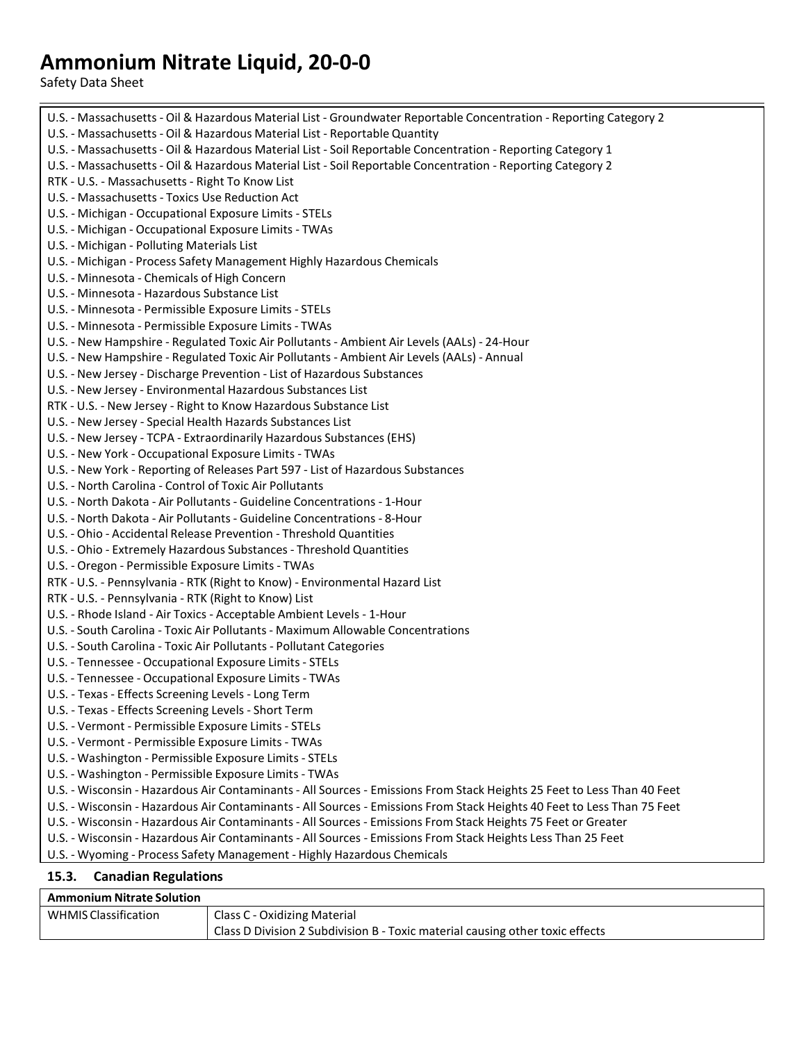U.S. - Massachusetts - Oil & Hazardous Material List - Groundwater Reportable Concentration - Reporting Category 2
U.S. - Massachusetts - Oil & Hazardous Material List - Reportable Quantity
U.S. - Massachusetts - Oil & Hazardous Material List - Soil Reportable Concentration - Reporting Category 1
U.S. - Massachusetts - Oil & Hazardous Material List - Soil Reportable Concentration - Reporting Category 2
RTK - U.S. - Massachusetts - Right To Know List
U.S. - Massachusetts - Toxics Use Reduction Act
U.S. - Michigan - Occupational Exposure Limits - STELs
U.S. - Michigan - Occupational Exposure Limits - TWAs
U.S. - Michigan - Polluting Materials List
U.S. - Michigan - Process Safety Management Highly Hazardous Chemicals
U.S. - Minnesota - Chemicals of High Concern
U.S. - Minnesota - Hazardous Substance List
U.S. - Minnesota - Permissible Exposure Limits - STELs
U.S. - Minnesota - Permissible Exposure Limits - TWAs
U.S. - New Hampshire - Regulated Toxic Air Pollutants - Ambient Air Levels (AALs) - 24-Hour
U.S. - New Hampshire - Regulated Toxic Air Pollutants - Ambient Air Levels (AALs) - Annual
U.S. - New Jersey - Discharge Prevention - List of Hazardous Substances
U.S. - New Jersey - Environmental Hazardous Substances List
RTK - U.S. - New Jersey - Right to Know Hazardous Substance List
U.S. - New Jersey - Special Health Hazards Substances List
U.S. - New Jersey - TCPA - Extraordinarily Hazardous Substances (EHS)
U.S. - New York - Occupational Exposure Limits - TWAs
U.S. - New York - Reporting of Releases Part 597 - List of Hazardous Substances
U.S. - North Carolina - Control of Toxic Air Pollutants
U.S. - North Dakota - Air Pollutants - Guideline Concentrations - 1-Hour
U.S. - North Dakota - Air Pollutants - Guideline Concentrations - 8-Hour
U.S. - Ohio - Accidental Release Prevention - Threshold Quantities
U.S. - Ohio - Extremely Hazardous Substances - Threshold Quantities
U.S. - Oregon - Permissible Exposure Limits - TWAs
RTK - U.S. - Pennsylvania - RTK (Right to Know) - Environmental Hazard List
RTK - U.S. - Pennsylvania - RTK (Right to Know) List
U.S. - Rhode Island - Air Toxics - Acceptable Ambient Levels - 1-Hour
U.S. - South Carolina - Toxic Air Pollutants - Maximum Allowable Concentrations
U.S. - South Carolina - Toxic Air Pollutants - Pollutant Categories
U.S. - Tennessee - Occupational Exposure Limits - STELs
U.S. - Tennessee - Occupational Exposure Limits - TWAs
U.S. - Texas - Effects Screening Levels - Long Term
U.S. - Texas - Effects Screening Levels - Short Term
U.S. - Vermont - Permissible Exposure Limits - STELs
U.S. - Vermont - Permissible Exposure Limits - TWAs
U.S. - Washington - Permissible Exposure Limits - STELs
U.S. - Washington - Permissible Exposure Limits - TWAs
U.S. - Wisconsin - Hazardous Air Contaminants - All Sources - Emissions From Stack Heights 25 Feet to Less Than 40 Feet
U.S. - Wisconsin - Hazardous Air Contaminants - All Sources - Emissions From Stack Heights 40 Feet to Less Than 75 Feet
U.S. - Wisconsin - Hazardous Air Contaminants - All Sources - Emissions From Stack Heights 75 Feet or Greater
U.S. - Wisconsin - Hazardous Air Contaminants - All Sources - Emissions From Stack Heights Less Than 25 Feet
U.S. - Wyoming - Process Safety Management - Highly Hazardous Chemicals

### 15.3. Canadian Regulations

| **Ammonium Nitrate Solution** | |
|---|---|
| WHMIS Classification | Class C - Oxidizing Material<br>Class D Division 2 Subdivision B - Toxic material causing other toxic effects |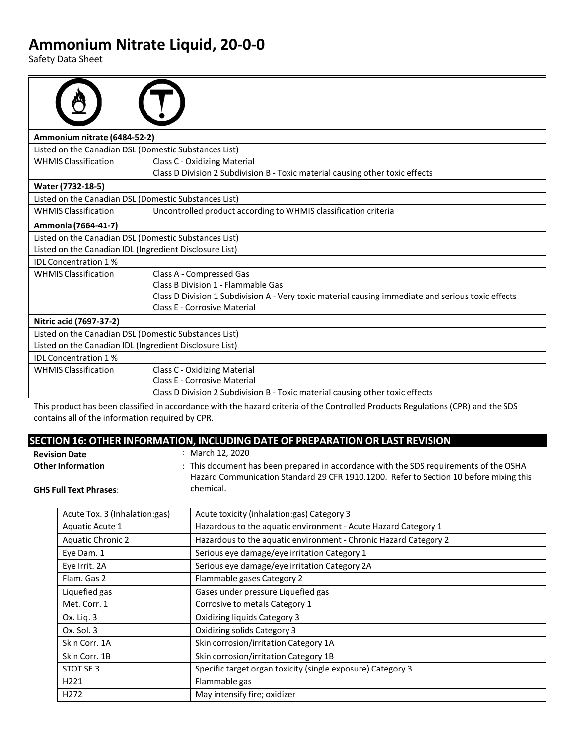# Ammonium Nitrate Liquid, 20-0-0

Safety Data Sheet

| **Ammonium nitrate (6484-52-2)** | |
|---|---|
| Listed on the Canadian DSL (Domestic Substances List) | |
| WHMIS Classification | Class C - Oxidizing Material<br>Class D Division 2 Subdivision B - Toxic material causing other toxic effects |
| **Water (7732-18-5)** | |
| Listed on the Canadian DSL (Domestic Substances List) | |
| WHMIS Classification | Uncontrolled product according to WHMIS classification criteria |
| **Ammonia (7664-41-7)** | |
| Listed on the Canadian DSL (Domestic Substances List)<br>Listed on the Canadian IDL (Ingredient Disclosure List) | |
| IDL Concentration 1 % | |
| WHMIS Classification | Class A - Compressed Gas<br>Class B Division 1 - Flammable Gas<br>Class D Division 1 Subdivision A - Very toxic material causing immediate and serious toxic effects<br>Class E - Corrosive Material |
| **Nitric acid (7697-37-2)** | |
| Listed on the Canadian DSL (Domestic Substances List)<br>Listed on the Canadian IDL (Ingredient Disclosure List) | |
| IDL Concentration 1 % | |
| WHMIS Classification | Class C - Oxidizing Material<br>Class E - Corrosive Material<br>Class D Division 2 Subdivision B - Toxic material causing other toxic effects |

This product has been classified in accordance with the hazard criteria of the Controlled Products Regulations (CPR) and the SDS contains all of the information required by CPR.

## SECTION 16: OTHER INFORMATION, INCLUDING DATE OF PREPARATION OR LAST REVISION

**Revision Date** : March 12, 2020

**Other Information** : This document has been prepared in accordance with the SDS requirements of the OSHA Hazard Communication Standard 29 CFR 1910.1200. Refer to Section 10 before mixing this chemical.

**GHS Full Text Phrases**:

| Acute Tox. 3 (Inhalation:gas) | Acute toxicity (inhalation:gas) Category 3 |
|---|---|
| Aquatic Acute 1 | Hazardous to the aquatic environment - Acute Hazard Category 1 |
| Aquatic Chronic 2 | Hazardous to the aquatic environment - Chronic Hazard Category 2 |
| Eye Dam. 1 | Serious eye damage/eye irritation Category 1 |
| Eye Irrit. 2A | Serious eye damage/eye irritation Category 2A |
| Flam. Gas 2 | Flammable gases Category 2 |
| Liquefied gas | Gases under pressure Liquefied gas |
| Met. Corr. 1 | Corrosive to metals Category 1 |
| Ox. Liq. 3 | Oxidizing liquids Category 3 |
| Ox. Sol. 3 | Oxidizing solids Category 3 |
| Skin Corr. 1A | Skin corrosion/irritation Category 1A |
| Skin Corr. 1B | Skin corrosion/irritation Category 1B |
| STOT SE 3 | Specific target organ toxicity (single exposure) Category 3 |
| H221 | Flammable gas |
| H272 | May intensify fire; oxidizer |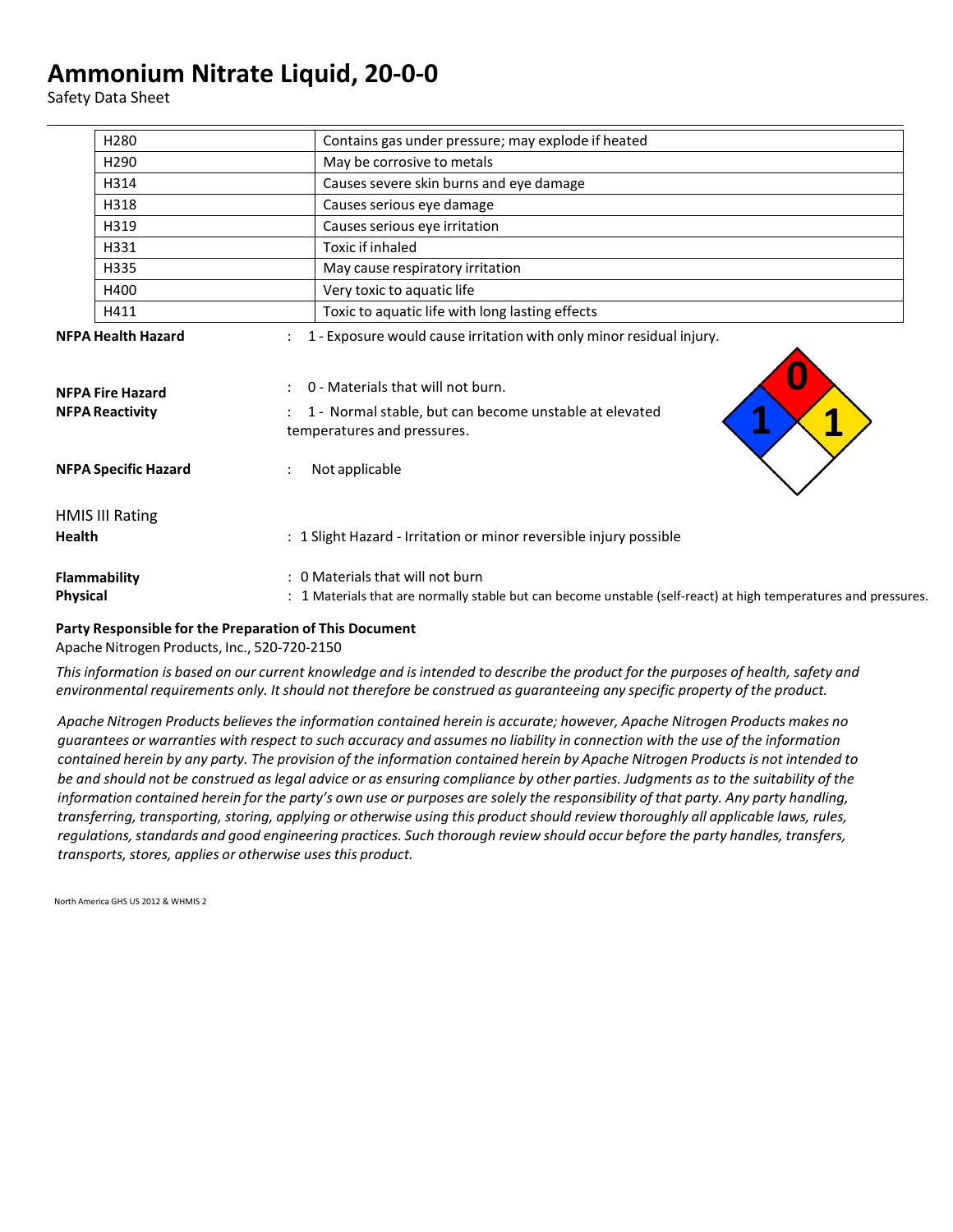# Ammonium Nitrate Liquid, 20-0-0

Safety Data Sheet

| | |
|---|---|
| H280 | Contains gas under pressure; may explode if heated |
| H290 | May be corrosive to metals |
| H314 | Causes severe skin burns and eye damage |
| H318 | Causes serious eye damage |
| H319 | Causes serious eye irritation |
| H331 | Toxic if inhaled |
| H335 | May cause respiratory irritation |
| H400 | Very toxic to aquatic life |
| H411 | Toxic to aquatic life with long lasting effects |

**NFPA Health Hazard** : 1 - Exposure would cause irritation with only minor residual injury.

**NFPA Fire Hazard** : 0 - Materials that will not burn.

**NFPA Reactivity** : 1 - Normal stable, but can become unstable at elevated temperatures and pressures.

**NFPA Specific Hazard** : Not applicable

0

1

1

HMIS III Rating

**Health** : 1 Slight Hazard - Irritation or minor reversible injury possible

**Flammability** : 0 Materials that will not burn

**Physical** : 1 Materials that are normally stable but can become unstable (self-react) at high temperatures and pressures.

**Party Responsible for the Preparation of This Document**

Apache Nitrogen Products, Inc., 520-720-2150

*This information is based on our current knowledge and is intended to describe the product for the purposes of health, safety and environmental requirements only. It should not therefore be construed as guaranteeing any specific property of the product.*

*Apache Nitrogen Products believes the information contained herein is accurate; however, Apache Nitrogen Products makes no guarantees or warranties with respect to such accuracy and assumes no liability in connection with the use of the information contained herein by any party. The provision of the information contained herein by Apache Nitrogen Products is not intended to be and should not be construed as legal advice or as ensuring compliance by other parties. Judgments as to the suitability of the information contained herein for the party's own use or purposes are solely the responsibility of that party. Any party handling, transferring, transporting, storing, applying or otherwise using this product should review thoroughly all applicable laws, rules, regulations, standards and good engineering practices. Such thorough review should occur before the party handles, transfers, transports, stores, applies or otherwise uses this product.*

North America GHS US 2012 & WHMIS 2